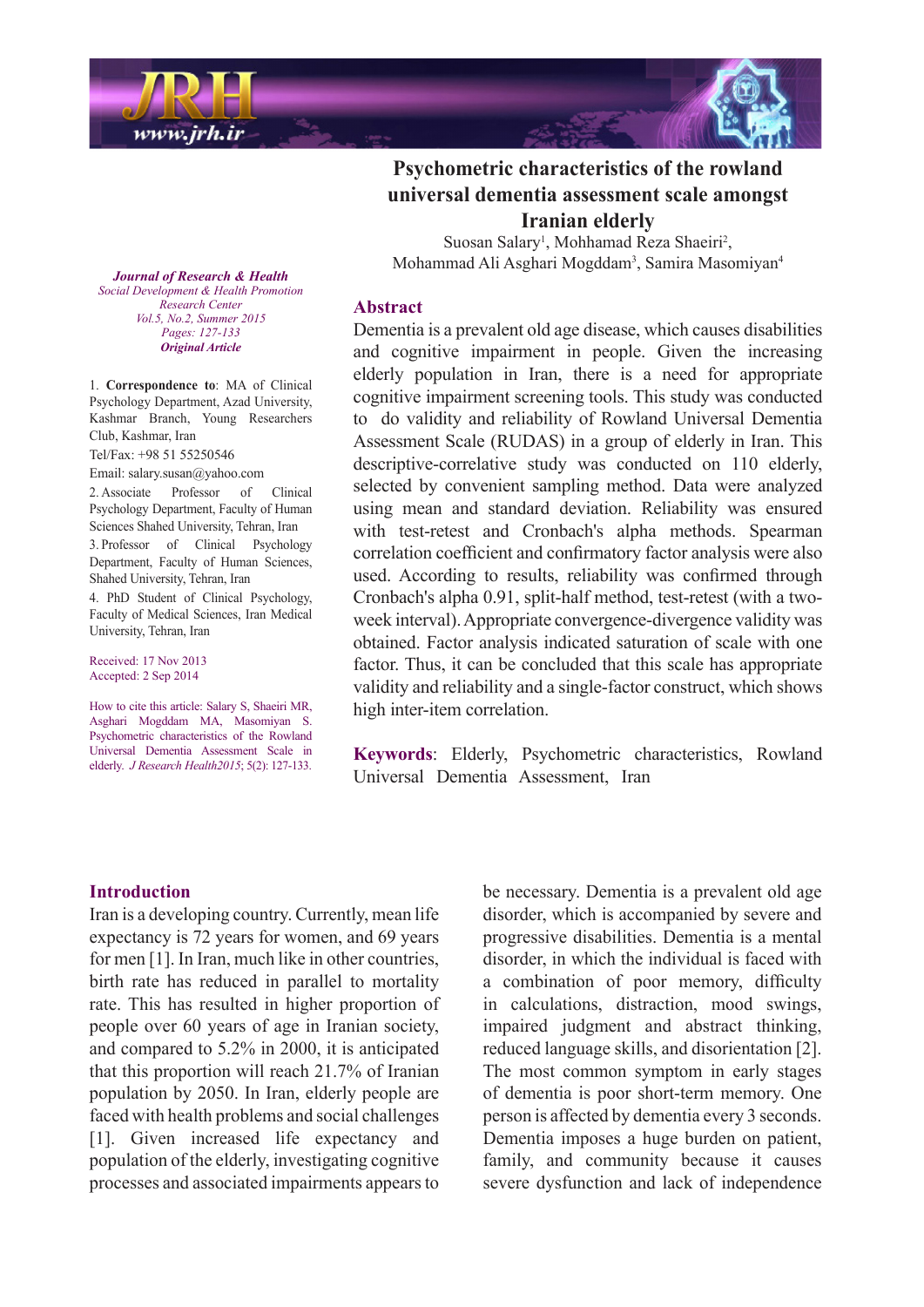# Psychometric characteristics of the rowland universal dementia assessment scale amongst Iranian elderly

Suosan Salary[1], Mohhamad Reza Shaeiri[2], Mohammad Ali Asghari Mogddam[3], Samira Masomiyan[4]

*Journal of Research & Health*
*Social Development & Health Promotion Research Center*
*Vol.5, No.2, Summer 2015*
*Pages: 127-133*
***Original Article***

1. **Correspondence to**: MA of Clinical Psychology Department, Azad University, Kashmar Branch, Young Researchers Club, Kashmar, Iran
Tel/Fax: +98 51 55250546
Email: salary.susan@yahoo.com
2. Associate Professor of Clinical Psychology Department, Faculty of Human Sciences Shahed University, Tehran, Iran
3. Professor of Clinical Psychology Department, Faculty of Human Sciences, Shahed University, Tehran, Iran
4. PhD Student of Clinical Psychology, Faculty of Medical Sciences, Iran Medical University, Tehran, Iran

Received: 17 Nov 2013
Accepted: 2 Sep 2014

How to cite this article: Salary S, Shaeiri MR, Asghari Mogddam MA, Masomiyan S. Psychometric characteristics of the Rowland Universal Dementia Assessment Scale in elderly. *J Research Health2015*; 5(2): 127-133.

## Abstract

Dementia is a prevalent old age disease, which causes disabilities and cognitive impairment in people. Given the increasing elderly population in Iran, there is a need for appropriate cognitive impairment screening tools. This study was conducted to do validity and reliability of Rowland Universal Dementia Assessment Scale (RUDAS) in a group of elderly in Iran. This descriptive-correlative study was conducted on 110 elderly, selected by convenient sampling method. Data were analyzed using mean and standard deviation. Reliability was ensured with test-retest and Cronbach's alpha methods. Spearman correlation coefficient and confirmatory factor analysis were also used. According to results, reliability was confirmed through Cronbach's alpha 0.91, split-half method, test-retest (with a two-week interval). Appropriate convergence-divergence validity was obtained. Factor analysis indicated saturation of scale with one factor. Thus, it can be concluded that this scale has appropriate validity and reliability and a single-factor construct, which shows high inter-item correlation.

**Keywords**: Elderly, Psychometric characteristics, Rowland Universal Dementia Assessment, Iran

## Introduction

Iran is a developing country. Currently, mean life expectancy is 72 years for women, and 69 years for men [1]. In Iran, much like in other countries, birth rate has reduced in parallel to mortality rate. This has resulted in higher proportion of people over 60 years of age in Iranian society, and compared to 5.2% in 2000, it is anticipated that this proportion will reach 21.7% of Iranian population by 2050. In Iran, elderly people are faced with health problems and social challenges [1]. Given increased life expectancy and population of the elderly, investigating cognitive processes and associated impairments appears to be necessary. Dementia is a prevalent old age disorder, which is accompanied by severe and progressive disabilities. Dementia is a mental disorder, in which the individual is faced with a combination of poor memory, difficulty in calculations, distraction, mood swings, impaired judgment and abstract thinking, reduced language skills, and disorientation [2]. The most common symptom in early stages of dementia is poor short-term memory. One person is affected by dementia every 3 seconds. Dementia imposes a huge burden on patient, family, and community because it causes severe dysfunction and lack of independence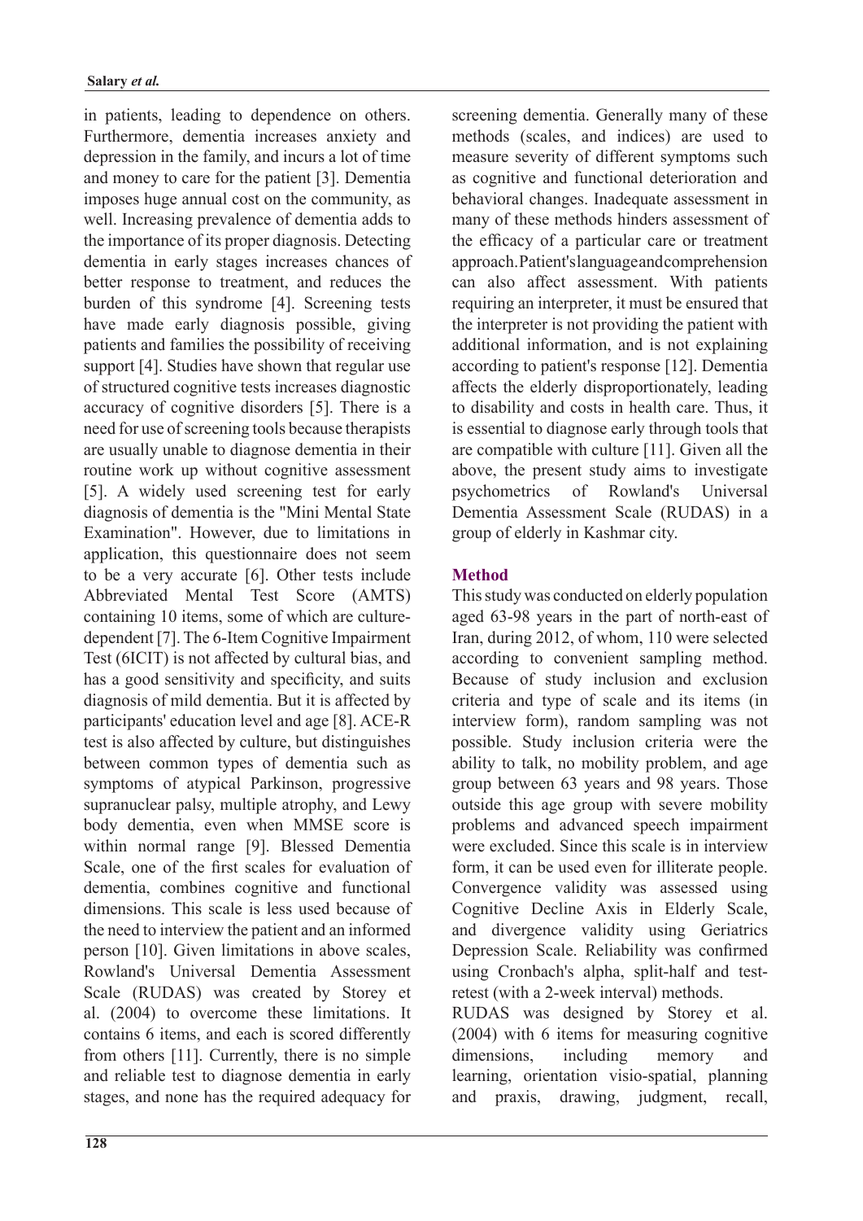in patients, leading to dependence on others. Furthermore, dementia increases anxiety and depression in the family, and incurs a lot of time and money to care for the patient [3]. Dementia imposes huge annual cost on the community, as well. Increasing prevalence of dementia adds to the importance of its proper diagnosis. Detecting dementia in early stages increases chances of better response to treatment, and reduces the burden of this syndrome [4]. Screening tests have made early diagnosis possible, giving patients and families the possibility of receiving support [4]. Studies have shown that regular use of structured cognitive tests increases diagnostic accuracy of cognitive disorders [5]. There is a need for use of screening tools because therapists are usually unable to diagnose dementia in their routine work up without cognitive assessment [5]. A widely used screening test for early diagnosis of dementia is the "Mini Mental State Examination". However, due to limitations in application, this questionnaire does not seem to be a very accurate [6]. Other tests include Abbreviated Mental Test Score (AMTS) containing 10 items, some of which are culture-dependent [7]. The 6-Item Cognitive Impairment Test (6ICIT) is not affected by cultural bias, and has a good sensitivity and specificity, and suits diagnosis of mild dementia. But it is affected by participants' education level and age [8]. ACE-R test is also affected by culture, but distinguishes between common types of dementia such as symptoms of atypical Parkinson, progressive supranuclear palsy, multiple atrophy, and Lewy body dementia, even when MMSE score is within normal range [9]. Blessed Dementia Scale, one of the first scales for evaluation of dementia, combines cognitive and functional dimensions. This scale is less used because of the need to interview the patient and an informed person [10]. Given limitations in above scales, Rowland's Universal Dementia Assessment Scale (RUDAS) was created by Storey et al. (2004) to overcome these limitations. It contains 6 items, and each is scored differently from others [11]. Currently, there is no simple and reliable test to diagnose dementia in early stages, and none has the required adequacy for screening dementia. Generally many of these methods (scales, and indices) are used to measure severity of different symptoms such as cognitive and functional deterioration and behavioral changes. Inadequate assessment in many of these methods hinders assessment of the efficacy of a particular care or treatment approach. Patient's language and comprehension can also affect assessment. With patients requiring an interpreter, it must be ensured that the interpreter is not providing the patient with additional information, and is not explaining according to patient's response [12]. Dementia affects the elderly disproportionately, leading to disability and costs in health care. Thus, it is essential to diagnose early through tools that are compatible with culture [11]. Given all the above, the present study aims to investigate psychometrics of Rowland's Universal Dementia Assessment Scale (RUDAS) in a group of elderly in Kashmar city.

## Method

This study was conducted on elderly population aged 63-98 years in the part of north-east of Iran, during 2012, of whom, 110 were selected according to convenient sampling method. Because of study inclusion and exclusion criteria and type of scale and its items (in interview form), random sampling was not possible. Study inclusion criteria were the ability to talk, no mobility problem, and age group between 63 years and 98 years. Those outside this age group with severe mobility problems and advanced speech impairment were excluded. Since this scale is in interview form, it can be used even for illiterate people. Convergence validity was assessed using Cognitive Decline Axis in Elderly Scale, and divergence validity using Geriatrics Depression Scale. Reliability was confirmed using Cronbach's alpha, split-half and test-retest (with a 2-week interval) methods.

RUDAS was designed by Storey et al. (2004) with 6 items for measuring cognitive dimensions, including memory and learning, orientation visio-spatial, planning and praxis, drawing, judgment, recall,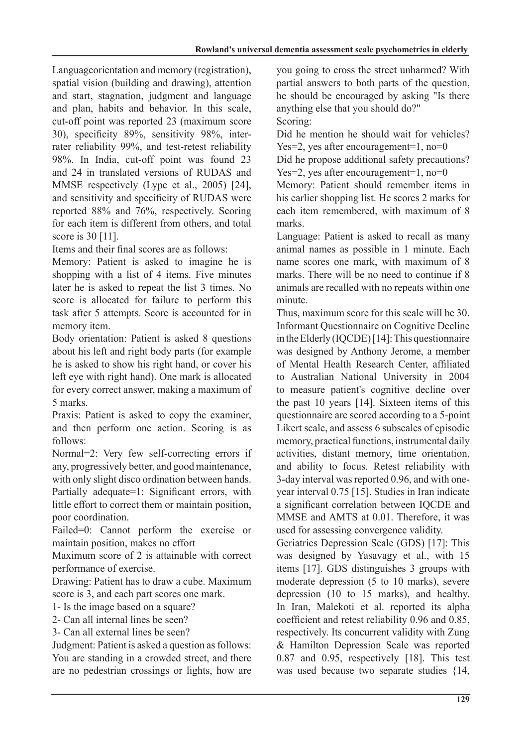Languageorientation and memory (registration), spatial vision (building and drawing), attention and start, stagnation, judgment and language and plan, habits and behavior. In this scale, cut-off point was reported 23 (maximum score 30), specificity 89%, sensitivity 98%, inter-rater reliability 99%, and test-retest reliability 98%. In India, cut-off point was found 23 and 24 in translated versions of RUDAS and MMSE respectively (Lype et al., 2005) [24], and sensitivity and specificity of RUDAS were reported 88% and 76%, respectively. Scoring for each item is different from others, and total score is 30 [11].

Items and their final scores are as follows:

Memory: Patient is asked to imagine he is shopping with a list of 4 items. Five minutes later he is asked to repeat the list 3 times. No score is allocated for failure to perform this task after 5 attempts. Score is accounted for in memory item.

Body orientation: Patient is asked 8 questions about his left and right body parts (for example he is asked to show his right hand, or cover his left eye with right hand). One mark is allocated for every correct answer, making a maximum of 5 marks.

Praxis: Patient is asked to copy the examiner, and then perform one action. Scoring is as follows:

Normal=2: Very few self-correcting errors if any, progressively better, and good maintenance, with only slight disco ordination between hands.

Partially adequate=1: Significant errors, with little effort to correct them or maintain position, poor coordination.

Failed=0: Cannot perform the exercise or maintain position, makes no effort

Maximum score of 2 is attainable with correct performance of exercise.

Drawing: Patient has to draw a cube. Maximum score is 3, and each part scores one mark.

1- Is the image based on a square?

2- Can all internal lines be seen?

3- Can all external lines be seen?

Judgment: Patient is asked a question as follows: You are standing in a crowded street, and there are no pedestrian crossings or lights, how are you going to cross the street unharmed? With partial answers to both parts of the question, he should be encouraged by asking "Is there anything else that you should do?"

Scoring:

Did he mention he should wait for vehicles? Yes=2, yes after encouragement=1, no=0

Did he propose additional safety precautions? Yes=2, yes after encouragement=1, no=0

Memory: Patient should remember items in his earlier shopping list. He scores 2 marks for each item remembered, with maximum of 8 marks.

Language: Patient is asked to recall as many animal names as possible in 1 minute. Each name scores one mark, with maximum of 8 marks. There will be no need to continue if 8 animals are recalled with no repeats within one minute.

Thus, maximum score for this scale will be 30.

Informant Questionnaire on Cognitive Decline in the Elderly (IQCDE) [14]: This questionnaire was designed by Anthony Jerome, a member of Mental Health Research Center, affiliated to Australian National University in 2004 to measure patient's cognitive decline over the past 10 years [14]. Sixteen items of this questionnaire are scored according to a 5-point Likert scale, and assess 6 subscales of episodic memory, practical functions, instrumental daily activities, distant memory, time orientation, and ability to focus. Retest reliability with 3-day interval was reported 0.96, and with one-year interval 0.75 [15]. Studies in Iran indicate a significant correlation between IQCDE and MMSE and AMTS at 0.01. Therefore, it was used for assessing convergence validity.

Geriatrics Depression Scale (GDS) [17]: This was designed by Yasavagy et al., with 15 items [17]. GDS distinguishes 3 groups with moderate depression (5 to 10 marks), severe depression (10 to 15 marks), and healthy. In Iran, Malekoti et al. reported its alpha coefficient and retest reliability 0.96 and 0.85, respectively. Its concurrent validity with Zung & Hamilton Depression Scale was reported 0.87 and 0.95, respectively [18]. This test was used because two separate studies {14,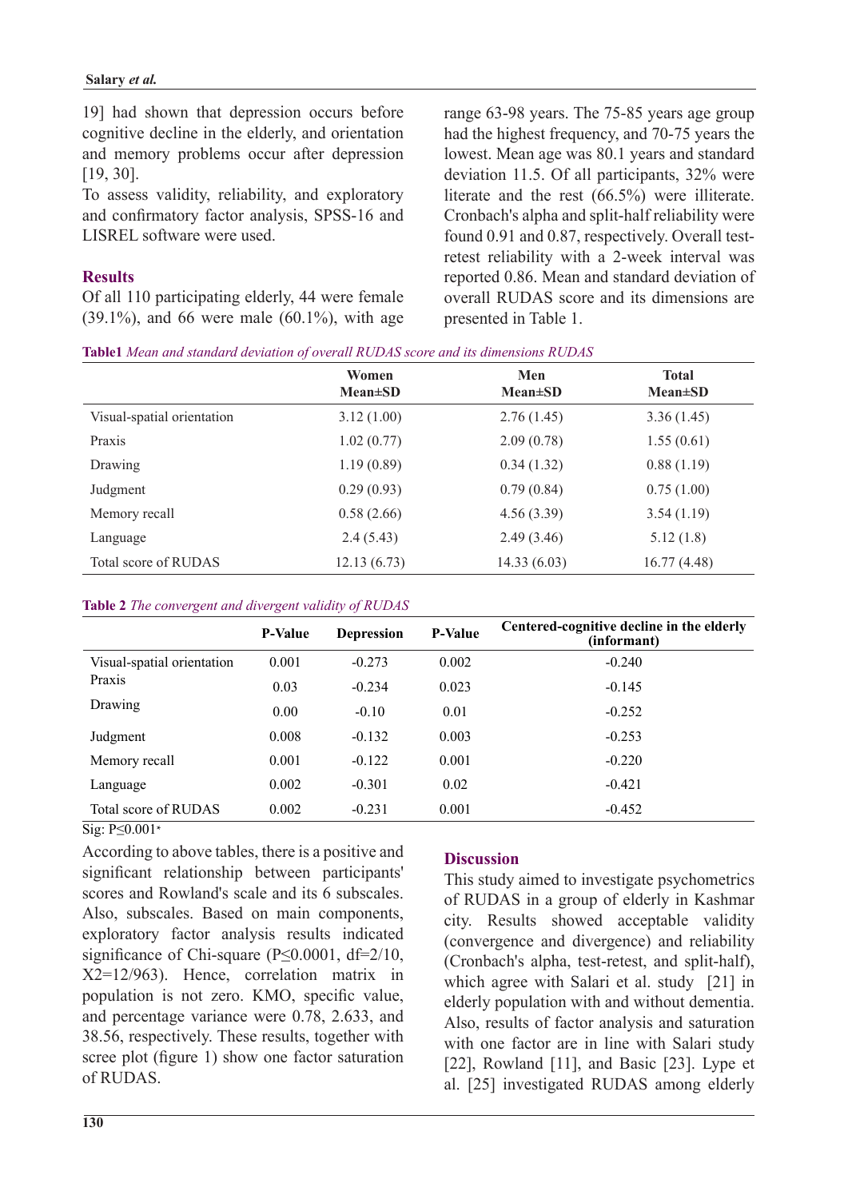19] had shown that depression occurs before cognitive decline in the elderly, and orientation and memory problems occur after depression [19, 30].

To assess validity, reliability, and exploratory and confirmatory factor analysis, SPSS-16 and LISREL software were used.

## Results

Of all 110 participating elderly, 44 were female (39.1%), and 66 were male (60.1%), with age range 63-98 years. The 75-85 years age group had the highest frequency, and 70-75 years the lowest. Mean age was 80.1 years and standard deviation 11.5. Of all participants, 32% were literate and the rest (66.5%) were illiterate. Cronbach's alpha and split-half reliability were found 0.91 and 0.87, respectively. Overall test-retest reliability with a 2-week interval was reported 0.86. Mean and standard deviation of overall RUDAS score and its dimensions are presented in Table 1.

**Table1** *Mean and standard deviation of overall RUDAS score and its dimensions RUDAS*

| | Women Mean±SD | Men Mean±SD | Total Mean±SD |
|---|---|---|---|
| Visual-spatial orientation | 3.12 (1.00) | 2.76 (1.45) | 3.36 (1.45) |
| Praxis | 1.02 (0.77) | 2.09 (0.78) | 1.55 (0.61) |
| Drawing | 1.19 (0.89) | 0.34 (1.32) | 0.88 (1.19) |
| Judgment | 0.29 (0.93) | 0.79 (0.84) | 0.75 (1.00) |
| Memory recall | 0.58 (2.66) | 4.56 (3.39) | 3.54 (1.19) |
| Language | 2.4 (5.43) | 2.49 (3.46) | 5.12 (1.8) |
| Total score of RUDAS | 12.13 (6.73) | 14.33 (6.03) | 16.77 (4.48) |

**Table 2** *The convergent and divergent validity of RUDAS*

| | P-Value | Depression | P-Value | Centered-cognitive decline in the elderly (informant) |
|---|---|---|---|---|
| Visual-spatial orientation | 0.001 | -0.273 | 0.002 | -0.240 |
| Praxis | 0.03 | -0.234 | 0.023 | -0.145 |
| Drawing | 0.00 | -0.10 | 0.01 | -0.252 |
| Judgment | 0.008 | -0.132 | 0.003 | -0.253 |
| Memory recall | 0.001 | -0.122 | 0.001 | -0.220 |
| Language | 0.002 | -0.301 | 0.02 | -0.421 |
| Total score of RUDAS | 0.002 | -0.231 | 0.001 | -0.452 |

Sig: P≤0.001*

According to above tables, there is a positive and significant relationship between participants' scores and Rowland's scale and its 6 subscales. Also, subscales. Based on main components, exploratory factor analysis results indicated significance of Chi-square (P≤0.0001, df=2/10, X2=12/963). Hence, correlation matrix in population is not zero. KMO, specific value, and percentage variance were 0.78, 2.633, and 38.56, respectively. These results, together with scree plot (figure 1) show one factor saturation of RUDAS.

## Discussion

This study aimed to investigate psychometrics of RUDAS in a group of elderly in Kashmar city. Results showed acceptable validity (convergence and divergence) and reliability (Cronbach's alpha, test-retest, and split-half), which agree with Salari et al. study [21] in elderly population with and without dementia. Also, results of factor analysis and saturation with one factor are in line with Salari study [22], Rowland [11], and Basic [23]. Lype et al. [25] investigated RUDAS among elderly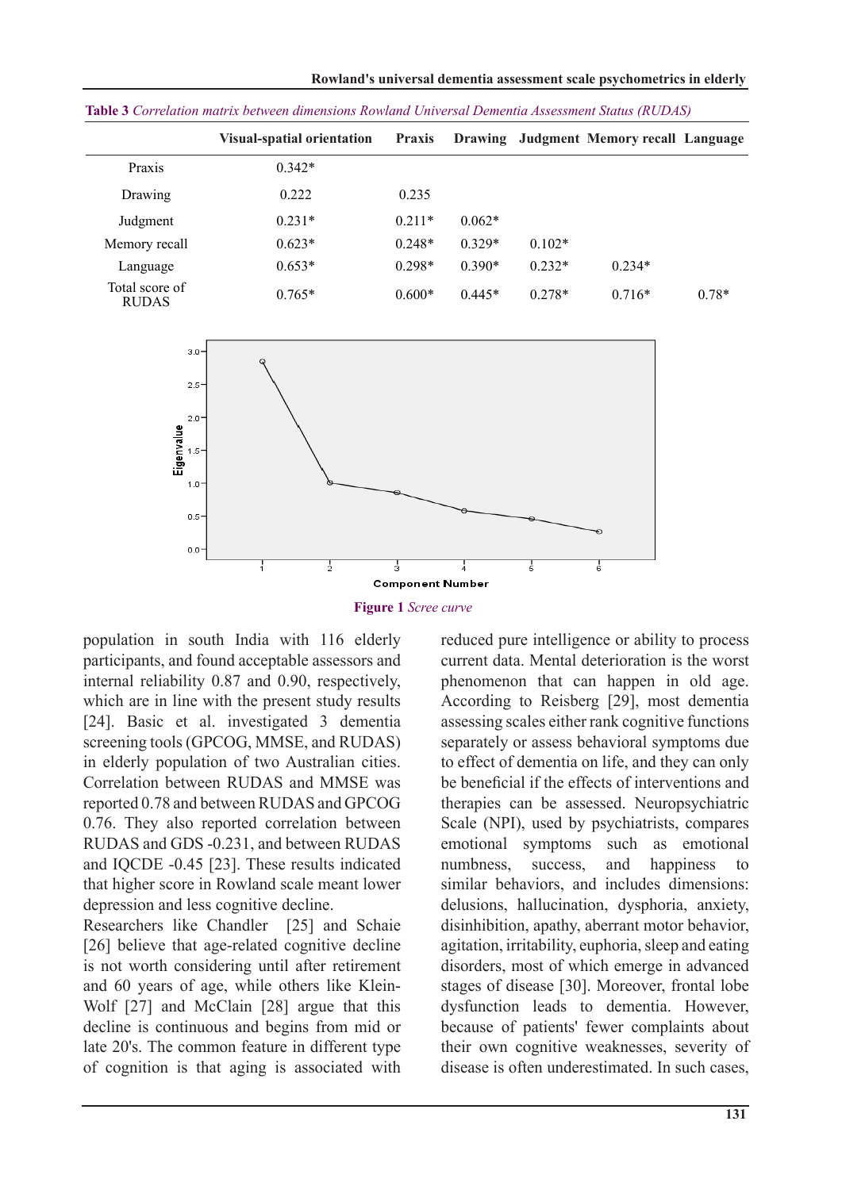**Table 3** *Correlation matrix between dimensions Rowland Universal Dementia Assessment Status (RUDAS)*

| | Visual-spatial orientation | Praxis | Drawing | Judgment | Memory recall | Language |
|---|---|---|---|---|---|---|
| Praxis | 0.342* | | | | | |
| Drawing | 0.222 | 0.235 | | | | |
| Judgment | 0.231* | 0.211* | 0.062* | | | |
| Memory recall | 0.623* | 0.248* | 0.329* | 0.102* | | |
| Language | 0.653* | 0.298* | 0.390* | 0.232* | 0.234* | |
| Total score of RUDAS | 0.765* | 0.600* | 0.445* | 0.278* | 0.716* | 0.78* |

**Figure 1** *Scree curve*

population in south India with 116 elderly participants, and found acceptable assessors and internal reliability 0.87 and 0.90, respectively, which are in line with the present study results [24]. Basic et al. investigated 3 dementia screening tools (GPCOG, MMSE, and RUDAS) in elderly population of two Australian cities. Correlation between RUDAS and MMSE was reported 0.78 and between RUDAS and GPCOG 0.76. They also reported correlation between RUDAS and GDS -0.231, and between RUDAS and IQCDE -0.45 [23]. These results indicated that higher score in Rowland scale meant lower depression and less cognitive decline.

Researchers like Chandler [25] and Schaie [26] believe that age-related cognitive decline is not worth considering until after retirement and 60 years of age, while others like Klein-Wolf [27] and McClain [28] argue that this decline is continuous and begins from mid or late 20's. The common feature in different type of cognition is that aging is associated with reduced pure intelligence or ability to process current data. Mental deterioration is the worst phenomenon that can happen in old age. According to Reisberg [29], most dementia assessing scales either rank cognitive functions separately or assess behavioral symptoms due to effect of dementia on life, and they can only be beneficial if the effects of interventions and therapies can be assessed. Neuropsychiatric Scale (NPI), used by psychiatrists, compares emotional symptoms such as emotional numbness, success, and happiness to similar behaviors, and includes dimensions: delusions, hallucination, dysphoria, anxiety, disinhibition, apathy, aberrant motor behavior, agitation, irritability, euphoria, sleep and eating disorders, most of which emerge in advanced stages of disease [30]. Moreover, frontal lobe dysfunction leads to dementia. However, because of patients' fewer complaints about their own cognitive weaknesses, severity of disease is often underestimated. In such cases,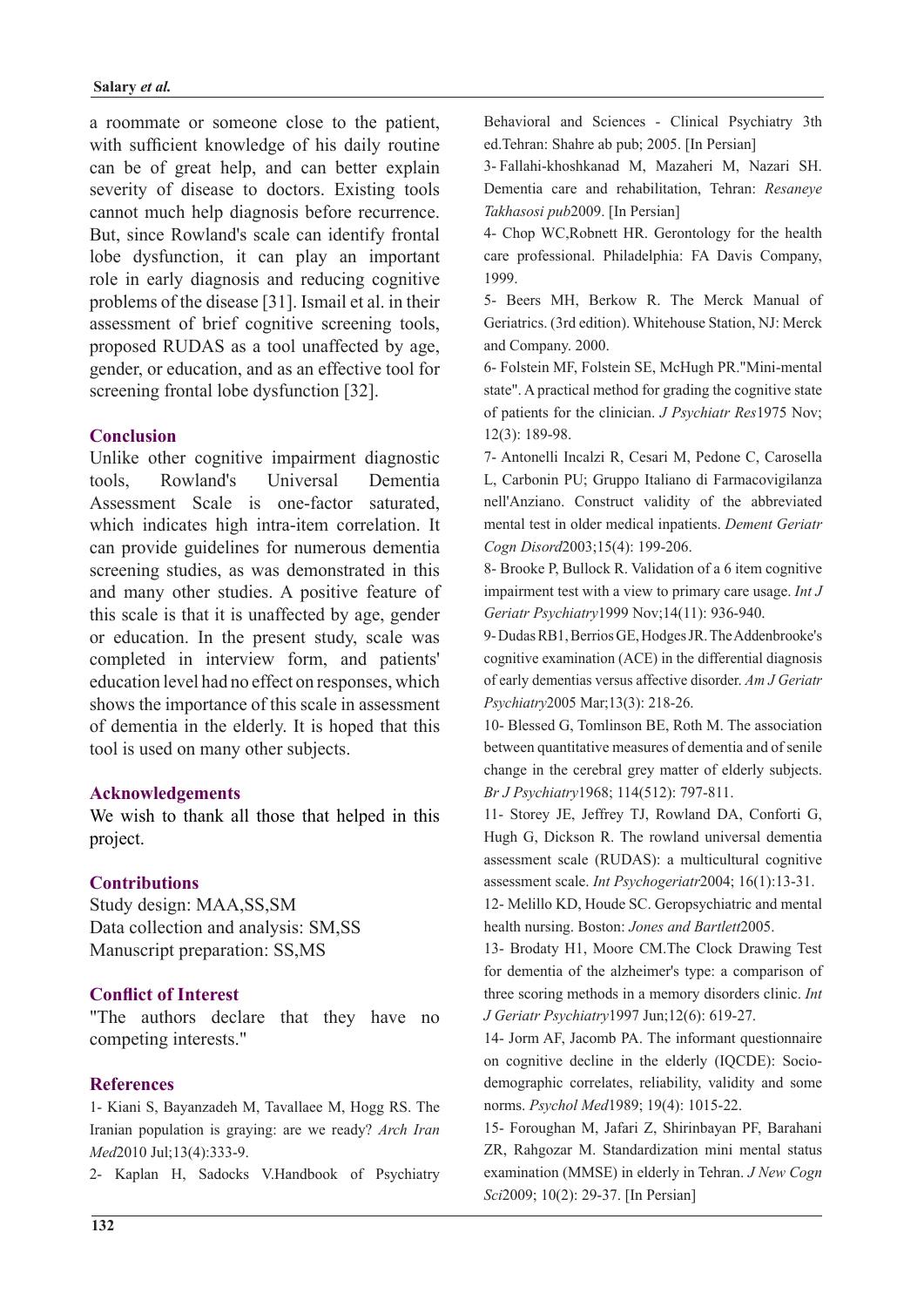a roommate or someone close to the patient, with sufficient knowledge of his daily routine can be of great help, and can better explain severity of disease to doctors. Existing tools cannot much help diagnosis before recurrence. But, since Rowland's scale can identify frontal lobe dysfunction, it can play an important role in early diagnosis and reducing cognitive problems of the disease [31]. Ismail et al. in their assessment of brief cognitive screening tools, proposed RUDAS as a tool unaffected by age, gender, or education, and as an effective tool for screening frontal lobe dysfunction [32].

## Conclusion

Unlike other cognitive impairment diagnostic tools, Rowland's Universal Dementia Assessment Scale is one-factor saturated, which indicates high intra-item correlation. It can provide guidelines for numerous dementia screening studies, as was demonstrated in this and many other studies. A positive feature of this scale is that it is unaffected by age, gender or education. In the present study, scale was completed in interview form, and patients' education level had no effect on responses, which shows the importance of this scale in assessment of dementia in the elderly. It is hoped that this tool is used on many other subjects.

## Acknowledgements

We wish to thank all those that helped in this project.

## Contributions

Study design: MAA,SS,SM
Data collection and analysis: SM,SS
Manuscript preparation: SS,MS

## Conflict of Interest

"The authors declare that they have no competing interests."

## References

1- Kiani S, Bayanzadeh M, Tavallaee M, Hogg RS. The Iranian population is graying: are we ready? *Arch Iran Med*2010 Jul;13(4):333-9.

2- Kaplan H, Sadocks V.Handbook of Psychiatry Behavioral and Sciences - Clinical Psychiatry 3th ed.Tehran: Shahre ab pub; 2005. [In Persian]

3- Fallahi-khoshkanad M, Mazaheri M, Nazari SH. Dementia care and rehabilitation, Tehran: *Resaneye Takhasosi pub*2009. [In Persian]

4- Chop WC,Robnett HR. Gerontology for the health care professional. Philadelphia: FA Davis Company, 1999.

5- Beers MH, Berkow R. The Merck Manual of Geriatrics. (3rd edition). Whitehouse Station, NJ: Merck and Company. 2000.

6- Folstein MF, Folstein SE, McHugh PR."Mini-mental state". A practical method for grading the cognitive state of patients for the clinician. *J Psychiatr Res*1975 Nov; 12(3): 189-98.

7- Antonelli Incalzi R, Cesari M, Pedone C, Carosella L, Carbonin PU; Gruppo Italiano di Farmacovigilanza nell'Anziano. Construct validity of the abbreviated mental test in older medical inpatients. *Dement Geriatr Cogn Disord*2003;15(4): 199-206.

8- Brooke P, Bullock R. Validation of a 6 item cognitive impairment test with a view to primary care usage. *Int J Geriatr Psychiatry*1999 Nov;14(11): 936-940.

9- Dudas RB1, Berrios GE, Hodges JR. The Addenbrooke's cognitive examination (ACE) in the differential diagnosis of early dementias versus affective disorder. *Am J Geriatr Psychiatry*2005 Mar;13(3): 218-26.

10- Blessed G, Tomlinson BE, Roth M. The association between quantitative measures of dementia and of senile change in the cerebral grey matter of elderly subjects. *Br J Psychiatry*1968; 114(512): 797-811.

11- Storey JE, Jeffrey TJ, Rowland DA, Conforti G, Hugh G, Dickson R. The rowland universal dementia assessment scale (RUDAS): a multicultural cognitive assessment scale. *Int Psychogeriatr*2004; 16(1):13-31.

12- Melillo KD, Houde SC. Geropsychiatric and mental health nursing. Boston: *Jones and Bartlett*2005.

13- Brodaty H1, Moore CM.The Clock Drawing Test for dementia of the alzheimer's type: a comparison of three scoring methods in a memory disorders clinic. *Int J Geriatr Psychiatry*1997 Jun;12(6): 619-27.

14- Jorm AF, Jacomb PA. The informant questionnaire on cognitive decline in the elderly (IQCDE): Socio-demographic correlates, reliability, validity and some norms. *Psychol Med*1989; 19(4): 1015-22.

15- Foroughan M, Jafari Z, Shirinbayan PF, Barahani ZR, Rahgozar M. Standardization mini mental status examination (MMSE) in elderly in Tehran. *J New Cogn Sci*2009; 10(2): 29-37. [In Persian]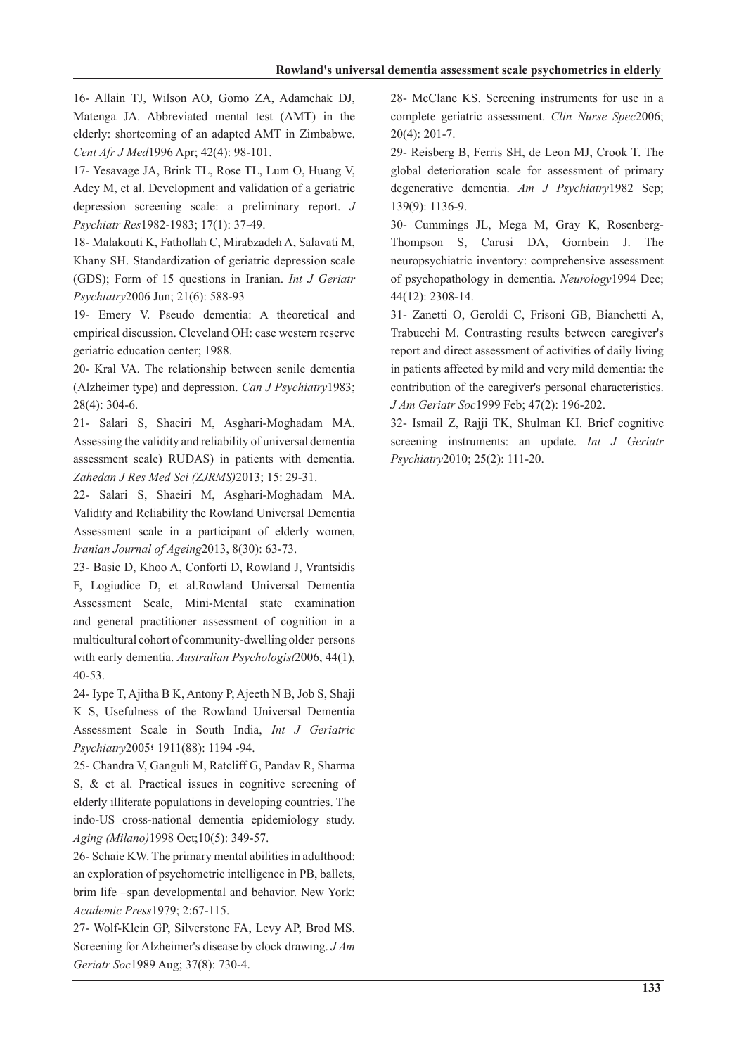16- Allain TJ, Wilson AO, Gomo ZA, Adamchak DJ, Matenga JA. Abbreviated mental test (AMT) in the elderly: shortcoming of an adapted AMT in Zimbabwe. *Cent Afr J Med*1996 Apr; 42(4): 98-101.

17- Yesavage JA, Brink TL, Rose TL, Lum O, Huang V, Adey M, et al. Development and validation of a geriatric depression screening scale: a preliminary report. *J Psychiatr Res*1982-1983; 17(1): 37-49.

18- Malakouti K, Fathollah C, Mirabzadeh A, Salavati M, Khany SH. Standardization of geriatric depression scale (GDS); Form of 15 questions in Iranian. *Int J Geriatr Psychiatry*2006 Jun; 21(6): 588-93

19- Emery V. Pseudo dementia: A theoretical and empirical discussion. Cleveland OH: case western reserve geriatric education center; 1988.

20- Kral VA. The relationship between senile dementia (Alzheimer type) and depression. *Can J Psychiatry*1983; 28(4): 304-6.

21- Salari S, Shaeiri M, Asghari-Moghadam MA. Assessing the validity and reliability of universal dementia assessment scale) RUDAS) in patients with dementia. *Zahedan J Res Med Sci (ZJRMS)*2013; 15: 29-31.

22- Salari S, Shaeiri M, Asghari-Moghadam MA. Validity and Reliability the Rowland Universal Dementia Assessment scale in a participant of elderly women, *Iranian Journal of Ageing*2013, 8(30): 63-73.

23- Basic D, Khoo A, Conforti D, Rowland J, Vrantsidis F, Logiudice D, et al.Rowland Universal Dementia Assessment Scale, Mini-Mental state examination and general practitioner assessment of cognition in a multicultural cohort of community-dwelling older persons with early dementia. *Australian Psychologist*2006, 44(1), 40-53.

24- Iype T, Ajitha B K, Antony P, Ajeeth N B, Job S, Shaji K S, Usefulness of the Rowland Universal Dementia Assessment Scale in South India, *Int J Geriatric Psychiatry*2005؛ 1911(88): 1194 -94.

25- Chandra V, Ganguli M, Ratcliff G, Pandav R, Sharma S, & et al. Practical issues in cognitive screening of elderly illiterate populations in developing countries. The indo-US cross-national dementia epidemiology study. *Aging (Milano)*1998 Oct;10(5): 349-57.

26- Schaie KW. The primary mental abilities in adulthood: an exploration of psychometric intelligence in PB, ballets, brim life –span developmental and behavior. New York: *Academic Press*1979; 2:67-115.

27- Wolf-Klein GP, Silverstone FA, Levy AP, Brod MS. Screening for Alzheimer's disease by clock drawing. *J Am Geriatr Soc*1989 Aug; 37(8): 730-4.

28- McClane KS. Screening instruments for use in a complete geriatric assessment. *Clin Nurse Spec*2006; 20(4): 201-7.

29- Reisberg B, Ferris SH, de Leon MJ, Crook T. The global deterioration scale for assessment of primary degenerative dementia. *Am J Psychiatry*1982 Sep; 139(9): 1136-9.

30- Cummings JL, Mega M, Gray K, Rosenberg-Thompson S, Carusi DA, Gornbein J. The neuropsychiatric inventory: comprehensive assessment of psychopathology in dementia. *Neurology*1994 Dec; 44(12): 2308-14.

31- Zanetti O, Geroldi C, Frisoni GB, Bianchetti A, Trabucchi M. Contrasting results between caregiver's report and direct assessment of activities of daily living in patients affected by mild and very mild dementia: the contribution of the caregiver's personal characteristics. *J Am Geriatr Soc*1999 Feb; 47(2): 196-202.

32- Ismail Z, Rajji TK, Shulman KI. Brief cognitive screening instruments: an update. *Int J Geriatr Psychiatry*2010; 25(2): 111-20.